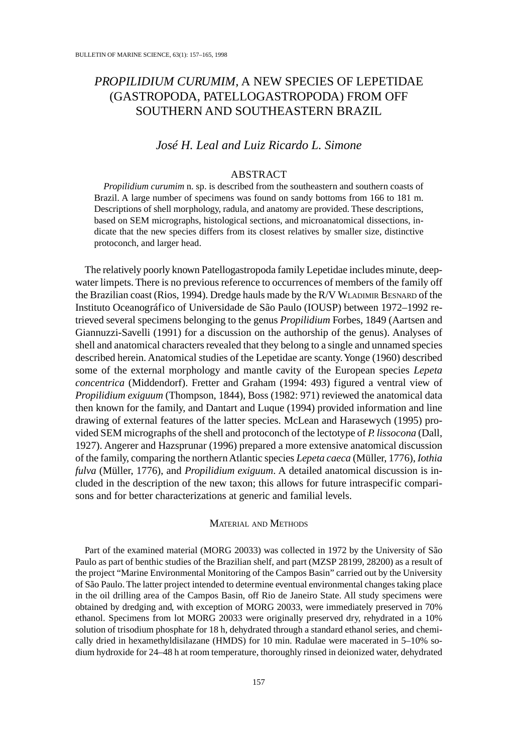# *PROPILIDIUM CURUMIM*, A NEW SPECIES OF LEPETIDAE (GASTROPODA, PATELLOGASTROPODA) FROM OFF SOUTHERN AND SOUTHEASTERN BRAZIL

*José H. Leal and Luiz Ricardo L. Simone*

## ABSTRACT

*Propilidium curumim* n. sp. is described from the southeastern and southern coasts of Brazil. A large number of specimens was found on sandy bottoms from 166 to 181 m. Descriptions of shell morphology, radula, and anatomy are provided. These descriptions, based on SEM micrographs, histological sections, and microanatomical dissections, indicate that the new species differs from its closest relatives by smaller size, distinctive protoconch, and larger head.

The relatively poorly known Patellogastropoda family Lepetidae includes minute, deep-water limpets. There is no previous reference to occurrences of members of the family off the Brazilian coast (Rios, 1994). Dredge hauls made by the R/V WLADIMIR BESNARD of the Instituto Oceanográfico of Universidade de São Paulo (IOUSP) between 1972–1992 retrieved several specimens belonging to the genus *Propilidium* Forbes, 1849 (Aartsen and Giannuzzi-Savelli (1991) for a discussion on the authorship of the genus). Analyses of shell and anatomical characters revealed that they belong to a single and unnamed species described herein. Anatomical studies of the Lepetidae are scanty. Yonge (1960) described some of the external morphology and mantle cavity of the European species *Lepeta concentrica* (Middendorf). Fretter and Graham (1994: 493) figured a ventral view of *Propilidium exiguum* (Thompson, 1844), Boss (1982: 971) reviewed the anatomical data then known for the family, and Dantart and Luque (1994) provided information and line drawing of external features of the latter species. McLean and Harasewych (1995) provided SEM micrographs of the shell and protoconch of the lectotype of *P. lissocona* (Dall, 1927). Angerer and Hazsprunar (1996) prepared a more extensive anatomical discussion of the family, comparing the northern Atlantic species *Lepeta caeca* (Müller, 1776), *Iothia fulva* (Müller, 1776), and *Propilidium exiguum*. A detailed anatomical discussion is included in the description of the new taxon; this allows for future intraspecific comparisons and for better characterizations at generic and familial levels.

## MATERIAL AND METHODS

Part of the examined material (MORG 20033) was collected in 1972 by the University of São Paulo as part of benthic studies of the Brazilian shelf, and part (MZSP 28199, 28200) as a result of the project "Marine Environmental Monitoring of the Campos Basin" carried out by the University of São Paulo. The latter project intended to determine eventual environmental changes taking place in the oil drilling area of the Campos Basin, off Rio de Janeiro State. All study specimens were obtained by dredging and, with exception of MORG 20033, were immediately preserved in 70% ethanol. Specimens from lot MORG 20033 were originally preserved dry, rehydrated in a 10% solution of trisodium phosphate for 18 h, dehydrated through a standard ethanol series, and chemically dried in hexamethyldisilazane (HMDS) for 10 min. Radulae were macerated in 5–10% sodium hydroxide for 24–48 h at room temperature, thoroughly rinsed in deionized water, dehydrated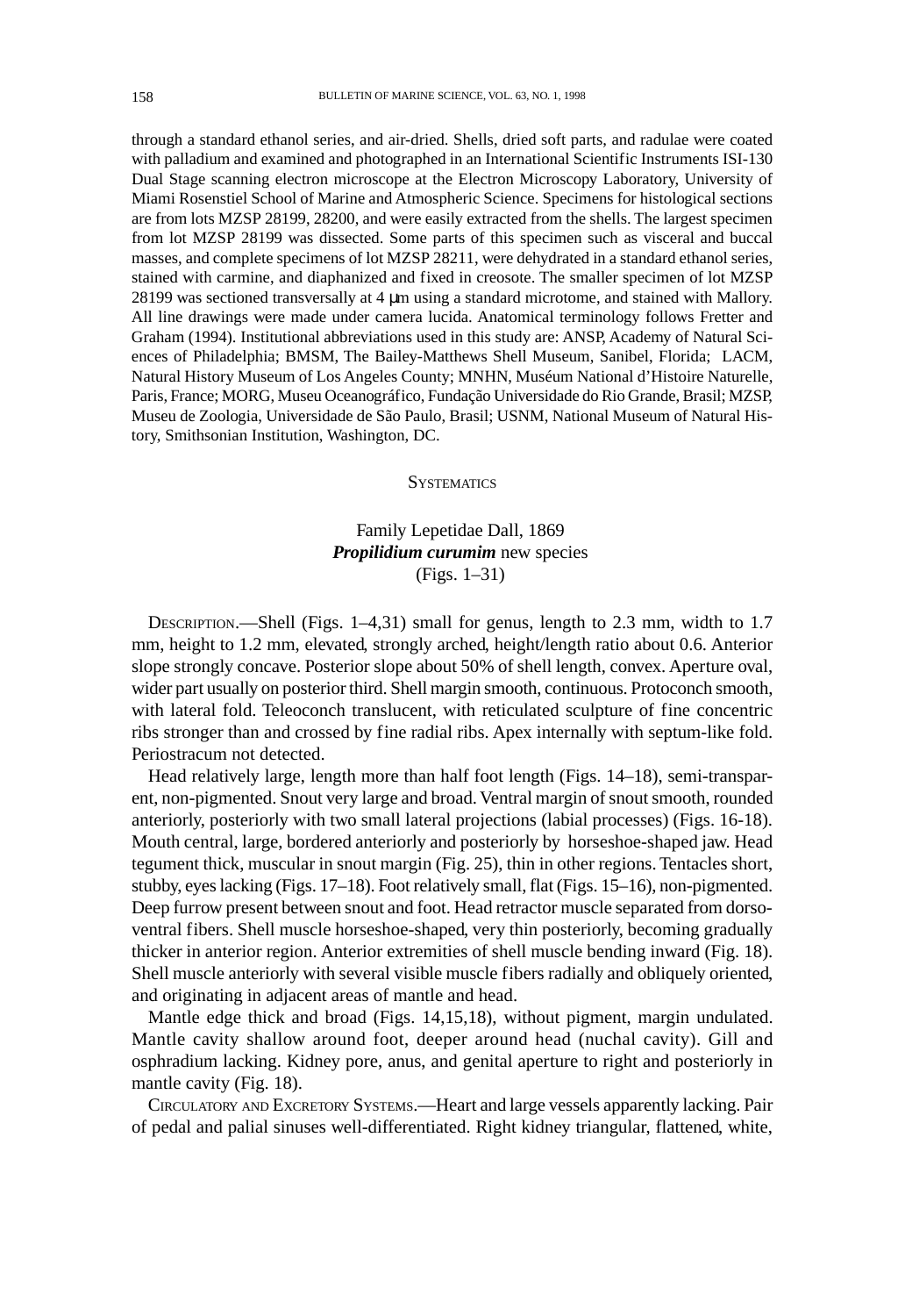through a standard ethanol series, and air-dried. Shells, dried soft parts, and radulae were coated with palladium and examined and photographed in an International Scientific Instruments ISI-130 Dual Stage scanning electron microscope at the Electron Microscopy Laboratory, University of Miami Rosenstiel School of Marine and Atmospheric Science. Specimens for histological sections are from lots MZSP 28199, 28200, and were easily extracted from the shells. The largest specimen from lot MZSP 28199 was dissected. Some parts of this specimen such as visceral and buccal masses, and complete specimens of lot MZSP 28211, were dehydrated in a standard ethanol series, stained with carmine, and diaphanized and fixed in creosote. The smaller specimen of lot MZSP 28199 was sectioned transversally at 4 µm using a standard microtome, and stained with Mallory. All line drawings were made under camera lucida. Anatomical terminology follows Fretter and Graham (1994). Institutional abbreviations used in this study are: ANSP, Academy of Natural Sciences of Philadelphia; BMSM, The Bailey-Matthews Shell Museum, Sanibel, Florida; LACM, Natural History Museum of Los Angeles County; MNHN, Muséum National d'Histoire Naturelle, Paris, France; MORG, Museu Oceanográfico, Fundação Universidade do Rio Grande, Brasil; MZSP, Museu de Zoologia, Universidade de São Paulo, Brasil; USNM, National Museum of Natural History, Smithsonian Institution, Washington, DC.

## Systematics

### Family Lepetidae Dall, 1869
### ***Propilidium curumim*** new species
### (Figs. 1–31)

Description.—Shell (Figs. 1–4,31) small for genus, length to 2.3 mm, width to 1.7 mm, height to 1.2 mm, elevated, strongly arched, height/length ratio about 0.6. Anterior slope strongly concave. Posterior slope about 50% of shell length, convex. Aperture oval, wider part usually on posterior third. Shell margin smooth, continuous. Protoconch smooth, with lateral fold. Teleoconch translucent, with reticulated sculpture of fine concentric ribs stronger than and crossed by fine radial ribs. Apex internally with septum-like fold. Periostracum not detected.

Head relatively large, length more than half foot length (Figs. 14–18), semi-transparent, non-pigmented. Snout very large and broad. Ventral margin of snout smooth, rounded anteriorly, posteriorly with two small lateral projections (labial processes) (Figs. 16-18). Mouth central, large, bordered anteriorly and posteriorly by horseshoe-shaped jaw. Head tegument thick, muscular in snout margin (Fig. 25), thin in other regions. Tentacles short, stubby, eyes lacking (Figs. 17–18). Foot relatively small, flat (Figs. 15–16), non-pigmented. Deep furrow present between snout and foot. Head retractor muscle separated from dorso-ventral fibers. Shell muscle horseshoe-shaped, very thin posteriorly, becoming gradually thicker in anterior region. Anterior extremities of shell muscle bending inward (Fig. 18). Shell muscle anteriorly with several visible muscle fibers radially and obliquely oriented, and originating in adjacent areas of mantle and head.

Mantle edge thick and broad (Figs. 14,15,18), without pigment, margin undulated. Mantle cavity shallow around foot, deeper around head (nuchal cavity). Gill and osphradium lacking. Kidney pore, anus, and genital aperture to right and posteriorly in mantle cavity (Fig. 18).

Circulatory and Excretory Systems.—Heart and large vessels apparently lacking. Pair of pedal and palial sinuses well-differentiated. Right kidney triangular, flattened, white,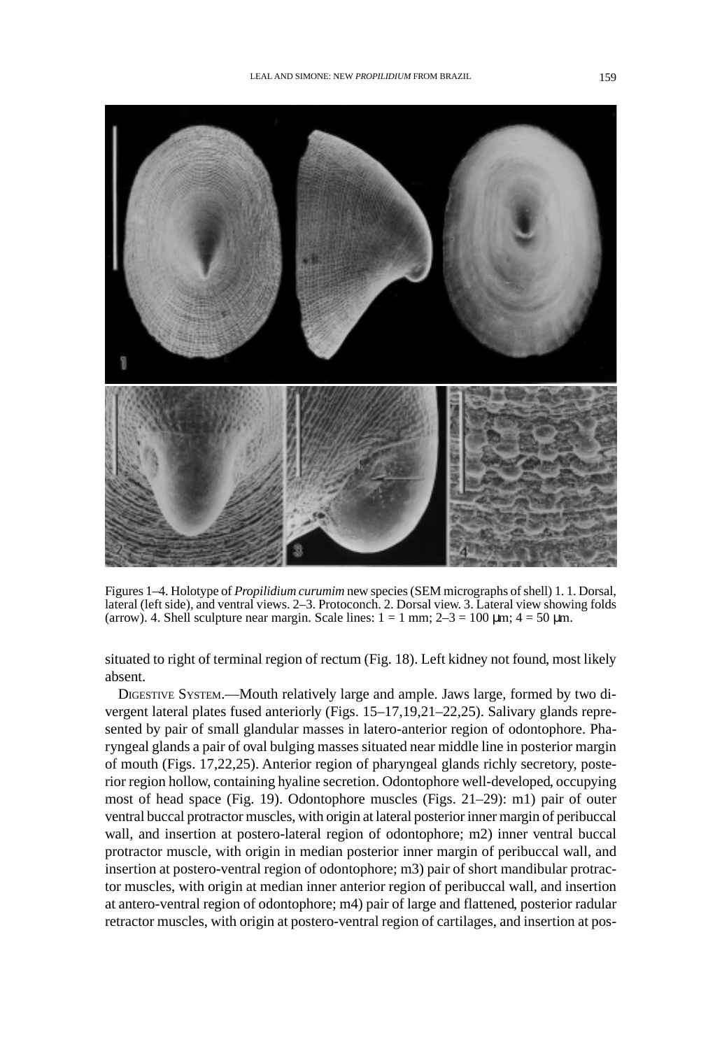Figures 1–4. Holotype of *Propilidium curumim* new species (SEM micrographs of shell) 1. 1. Dorsal, lateral (left side), and ventral views. 2–3. Protoconch. 2. Dorsal view. 3. Lateral view showing folds (arrow). 4. Shell sculpture near margin. Scale lines: 1 = 1 mm; 2–3 = 100 μm; 4 = 50 μm.

situated to right of terminal region of rectum (Fig. 18). Left kidney not found, most likely absent.

DIGESTIVE SYSTEM.—Mouth relatively large and ample. Jaws large, formed by two divergent lateral plates fused anteriorly (Figs. 15–17,19,21–22,25). Salivary glands represented by pair of small glandular masses in latero-anterior region of odontophore. Pharyngeal glands a pair of oval bulging masses situated near middle line in posterior margin of mouth (Figs. 17,22,25). Anterior region of pharyngeal glands richly secretory, posterior region hollow, containing hyaline secretion. Odontophore well-developed, occupying most of head space (Fig. 19). Odontophore muscles (Figs. 21–29): m1) pair of outer ventral buccal protractor muscles, with origin at lateral posterior inner margin of peribuccal wall, and insertion at postero-lateral region of odontophore; m2) inner ventral buccal protractor muscle, with origin in median posterior inner margin of peribuccal wall, and insertion at postero-ventral region of odontophore; m3) pair of short mandibular protractor muscles, with origin at median inner anterior region of peribuccal wall, and insertion at antero-ventral region of odontophore; m4) pair of large and flattened, posterior radular retractor muscles, with origin at postero-ventral region of cartilages, and insertion at pos-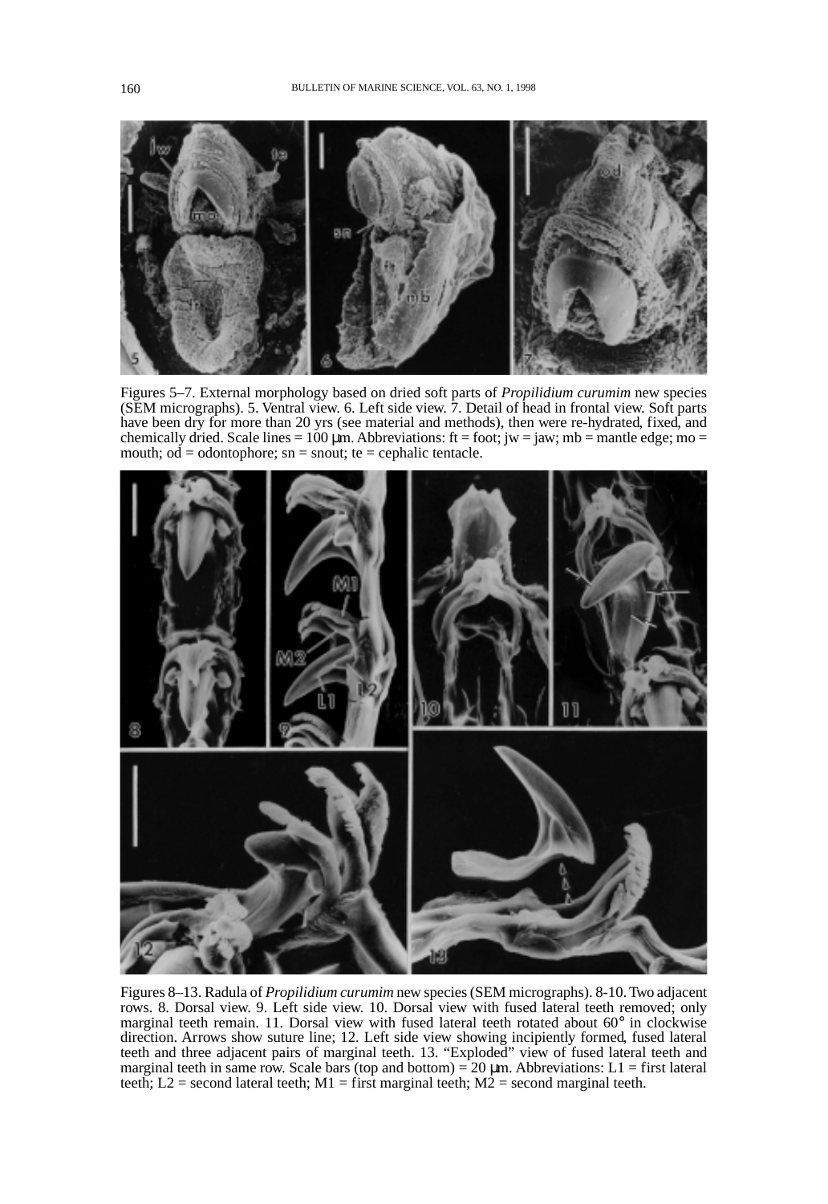Figures 5–7. External morphology based on dried soft parts of *Propilidium curumim* new species (SEM micrographs). 5. Ventral view. 6. Left side view. 7. Detail of head in frontal view. Soft parts have been dry for more than 20 yrs (see material and methods), then were re-hydrated, fixed, and chemically dried. Scale lines = 100 µm. Abbreviations: ft = foot; jw = jaw; mb = mantle edge; mo = mouth; od = odontophore; sn = snout; te = cephalic tentacle.

Figures 8–13. Radula of *Propilidium curumim* new species (SEM micrographs). 8-10. Two adjacent rows. 8. Dorsal view. 9. Left side view. 10. Dorsal view with fused lateral teeth removed; only marginal teeth remain. 11. Dorsal view with fused lateral teeth rotated about 60° in clockwise direction. Arrows show suture line; 12. Left side view showing incipiently formed, fused lateral teeth and three adjacent pairs of marginal teeth. 13. "Exploded" view of fused lateral teeth and marginal teeth in same row. Scale bars (top and bottom) = 20 µm. Abbreviations: L1 = first lateral teeth; L2 = second lateral teeth; M1 = first marginal teeth; M2 = second marginal teeth.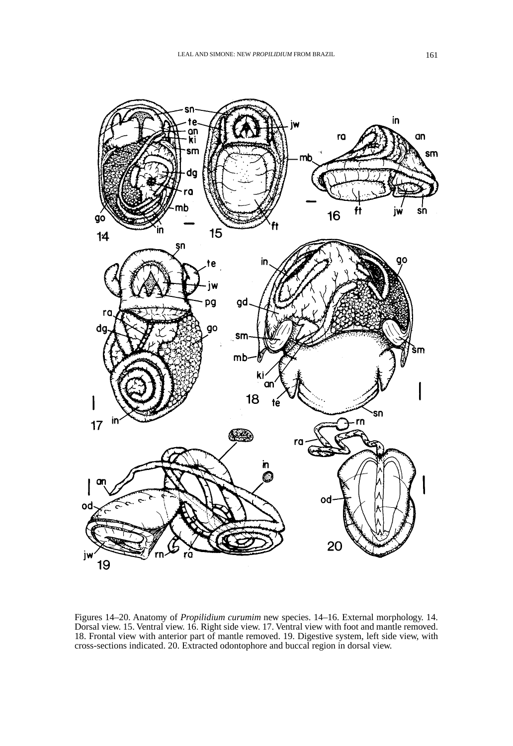Figures 14–20. Anatomy of *Propilidium curumim* new species. 14–16. External morphology. 14. Dorsal view. 15. Ventral view. 16. Right side view. 17. Ventral view with foot and mantle removed. 18. Frontal view with anterior part of mantle removed. 19. Digestive system, left side view, with cross-sections indicated. 20. Extracted odontophore and buccal region in dorsal view.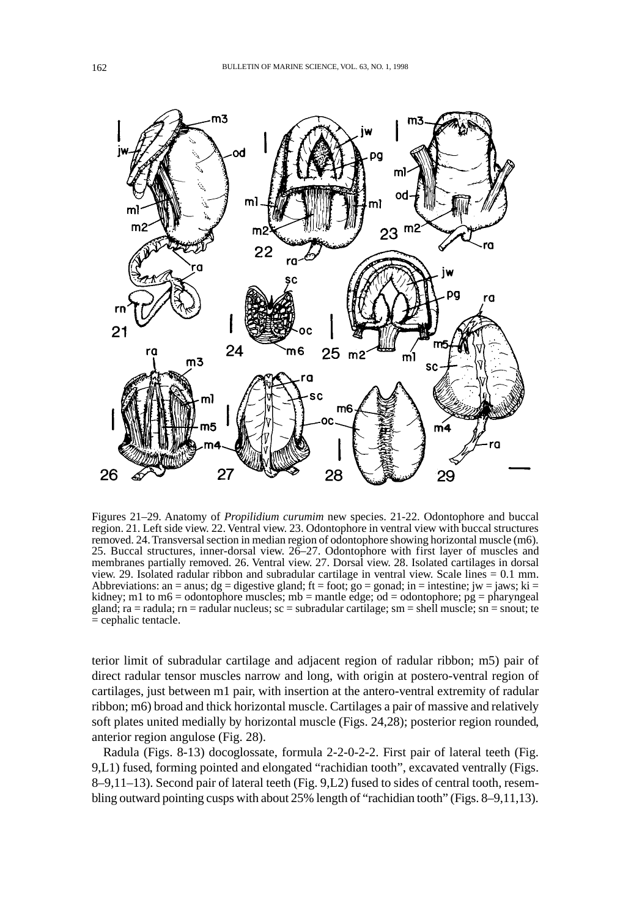Figures 21–29. Anatomy of *Propilidium curumim* new species. 21-22. Odontophore and buccal region. 21. Left side view. 22. Ventral view. 23. Odontophore in ventral view with buccal structures removed. 24. Transversal section in median region of odontophore showing horizontal muscle (m6). 25. Buccal structures, inner-dorsal view. 26–27. Odontophore with first layer of muscles and membranes partially removed. 26. Ventral view. 27. Dorsal view. 28. Isolated cartilages in dorsal view. 29. Isolated radular ribbon and subradular cartilage in ventral view. Scale lines = 0.1 mm. Abbreviations: an = anus; dg = digestive gland; ft = foot; go = gonad; in = intestine; jw = jaws; ki = kidney; m1 to m6 = odontophore muscles; mb = mantle edge; od = odontophore; pg = pharyngeal gland; ra = radula; rn = radular nucleus; sc = subradular cartilage; sm = shell muscle; sn = snout; te = cephalic tentacle.

terior limit of subradular cartilage and adjacent region of radular ribbon; m5) pair of direct radular tensor muscles narrow and long, with origin at postero-ventral region of cartilages, just between m1 pair, with insertion at the antero-ventral extremity of radular ribbon; m6) broad and thick horizontal muscle. Cartilages a pair of massive and relatively soft plates united medially by horizontal muscle (Figs. 24,28); posterior region rounded, anterior region angulose (Fig. 28).

Radula (Figs. 8-13) docoglossate, formula 2-2-0-2-2. First pair of lateral teeth (Fig. 9,L1) fused, forming pointed and elongated "rachidian tooth", excavated ventrally (Figs. 8–9,11–13). Second pair of lateral teeth (Fig. 9,L2) fused to sides of central tooth, resembling outward pointing cusps with about 25% length of "rachidian tooth" (Figs. 8–9,11,13).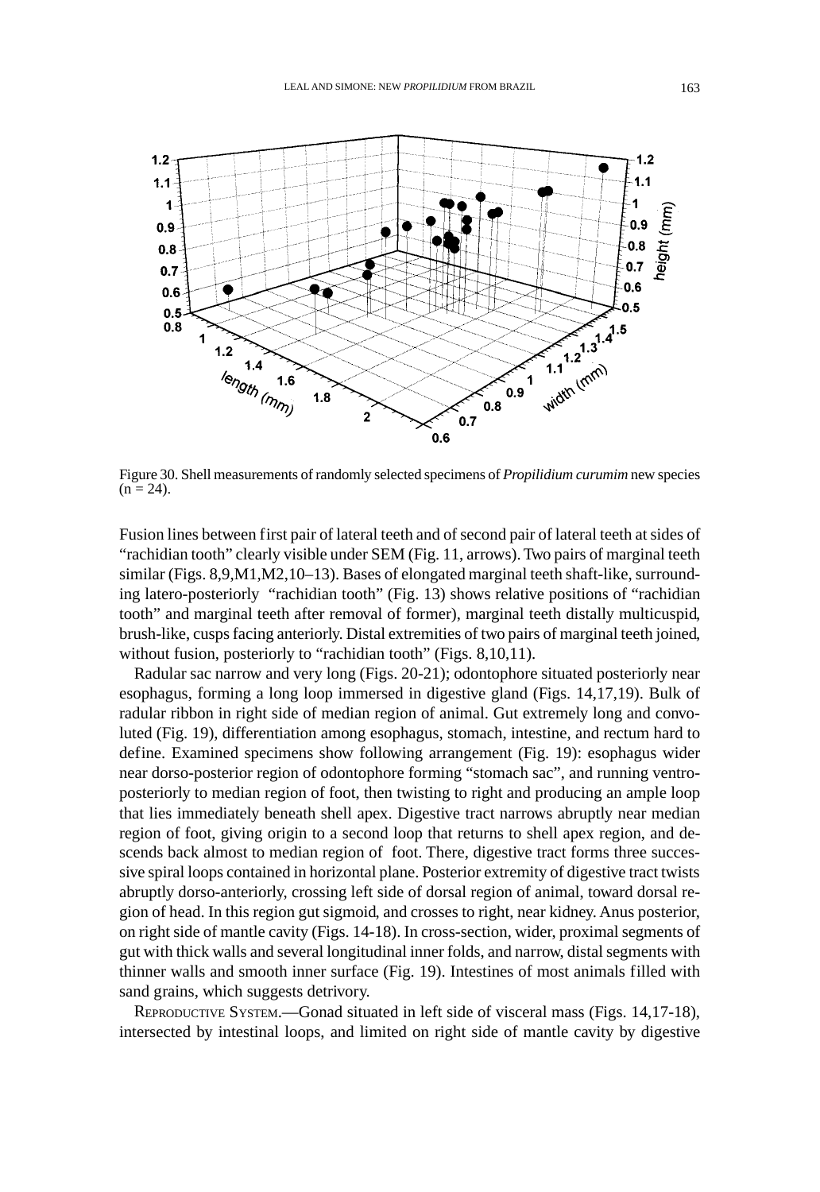Figure 30. Shell measurements of randomly selected specimens of *Propilidium curumim* new species (n = 24).

Fusion lines between first pair of lateral teeth and of second pair of lateral teeth at sides of "rachidian tooth" clearly visible under SEM (Fig. 11, arrows). Two pairs of marginal teeth similar (Figs. 8,9,M1,M2,10–13). Bases of elongated marginal teeth shaft-like, surrounding latero-posteriorly "rachidian tooth" (Fig. 13) shows relative positions of "rachidian tooth" and marginal teeth after removal of former), marginal teeth distally multicuspid, brush-like, cusps facing anteriorly. Distal extremities of two pairs of marginal teeth joined, without fusion, posteriorly to "rachidian tooth" (Figs. 8,10,11).

Radular sac narrow and very long (Figs. 20-21); odontophore situated posteriorly near esophagus, forming a long loop immersed in digestive gland (Figs. 14,17,19). Bulk of radular ribbon in right side of median region of animal. Gut extremely long and convoluted (Fig. 19), differentiation among esophagus, stomach, intestine, and rectum hard to define. Examined specimens show following arrangement (Fig. 19): esophagus wider near dorso-posterior region of odontophore forming "stomach sac", and running ventroposteriorly to median region of foot, then twisting to right and producing an ample loop that lies immediately beneath shell apex. Digestive tract narrows abruptly near median region of foot, giving origin to a second loop that returns to shell apex region, and descends back almost to median region of foot. There, digestive tract forms three successive spiral loops contained in horizontal plane. Posterior extremity of digestive tract twists abruptly dorso-anteriorly, crossing left side of dorsal region of animal, toward dorsal region of head. In this region gut sigmoid, and crosses to right, near kidney. Anus posterior, on right side of mantle cavity (Figs. 14-18). In cross-section, wider, proximal segments of gut with thick walls and several longitudinal inner folds, and narrow, distal segments with thinner walls and smooth inner surface (Fig. 19). Intestines of most animals filled with sand grains, which suggests detrivory.

Reproductive System.—Gonad situated in left side of visceral mass (Figs. 14,17-18), intersected by intestinal loops, and limited on right side of mantle cavity by digestive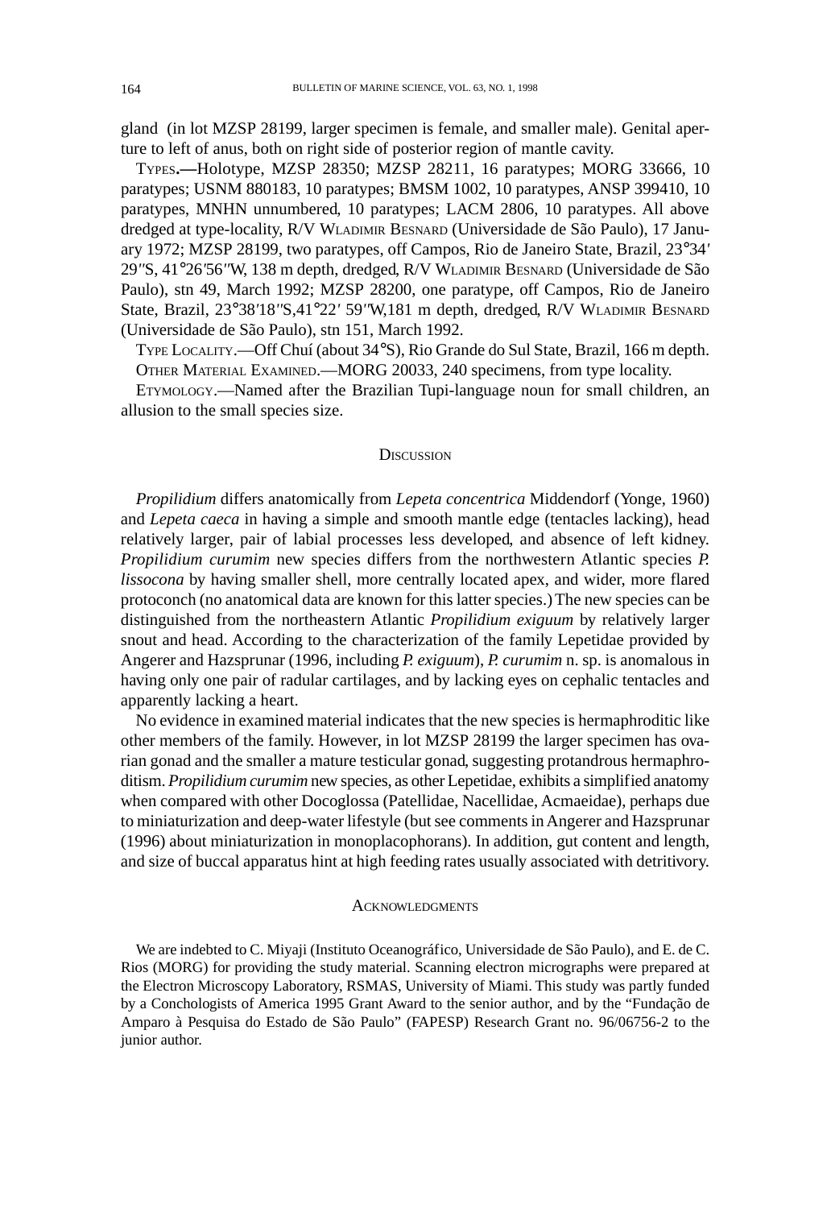gland (in lot MZSP 28199, larger specimen is female, and smaller male). Genital aperture to left of anus, both on right side of posterior region of mantle cavity.

TYPES.—Holotype, MZSP 28350; MZSP 28211, 16 paratypes; MORG 33666, 10 paratypes; USNM 880183, 10 paratypes; BMSM 1002, 10 paratypes, ANSP 399410, 10 paratypes, MNHN unnumbered, 10 paratypes; LACM 2806, 10 paratypes. All above dredged at type-locality, R/V WLADIMIR BESNARD (Universidade de São Paulo), 17 January 1972; MZSP 28199, two paratypes, off Campos, Rio de Janeiro State, Brazil, 23°34′29″S, 41°26′56″W, 138 m depth, dredged, R/V WLADIMIR BESNARD (Universidade de São Paulo), stn 49, March 1992; MZSP 28200, one paratype, off Campos, Rio de Janeiro State, Brazil, 23°38′18″S,41°22′ 59″W,181 m depth, dredged, R/V WLADIMIR BESNARD (Universidade de São Paulo), stn 151, March 1992.

TYPE LOCALITY.—Off Chuí (about 34°S), Rio Grande do Sul State, Brazil, 166 m depth.

OTHER MATERIAL EXAMINED.—MORG 20033, 240 specimens, from type locality.

ETYMOLOGY.—Named after the Brazilian Tupi-language noun for small children, an allusion to the small species size.

## DISCUSSION

*Propilidium* differs anatomically from *Lepeta concentrica* Middendorf (Yonge, 1960) and *Lepeta caeca* in having a simple and smooth mantle edge (tentacles lacking), head relatively larger, pair of labial processes less developed, and absence of left kidney. *Propilidium curumim* new species differs from the northwestern Atlantic species *P. lissocona* by having smaller shell, more centrally located apex, and wider, more flared protoconch (no anatomical data are known for this latter species.) The new species can be distinguished from the northeastern Atlantic *Propilidium exiguum* by relatively larger snout and head. According to the characterization of the family Lepetidae provided by Angerer and Hazsprunar (1996, including *P. exiguum*), *P. curumim* n. sp. is anomalous in having only one pair of radular cartilages, and by lacking eyes on cephalic tentacles and apparently lacking a heart.

No evidence in examined material indicates that the new species is hermaphroditic like other members of the family. However, in lot MZSP 28199 the larger specimen has ovarian gonad and the smaller a mature testicular gonad, suggesting protandrous hermaphroditism. *Propilidium curumim* new species, as other Lepetidae, exhibits a simplified anatomy when compared with other Docoglossa (Patellidae, Nacellidae, Acmaeidae), perhaps due to miniaturization and deep-water lifestyle (but see comments in Angerer and Hazsprunar (1996) about miniaturization in monoplacophorans). In addition, gut content and length, and size of buccal apparatus hint at high feeding rates usually associated with detritivory.

## ACKNOWLEDGMENTS

We are indebted to C. Miyaji (Instituto Oceanográfico, Universidade de São Paulo), and E. de C. Rios (MORG) for providing the study material. Scanning electron micrographs were prepared at the Electron Microscopy Laboratory, RSMAS, University of Miami. This study was partly funded by a Conchologists of America 1995 Grant Award to the senior author, and by the "Fundação de Amparo à Pesquisa do Estado de São Paulo" (FAPESP) Research Grant no. 96/06756-2 to the junior author.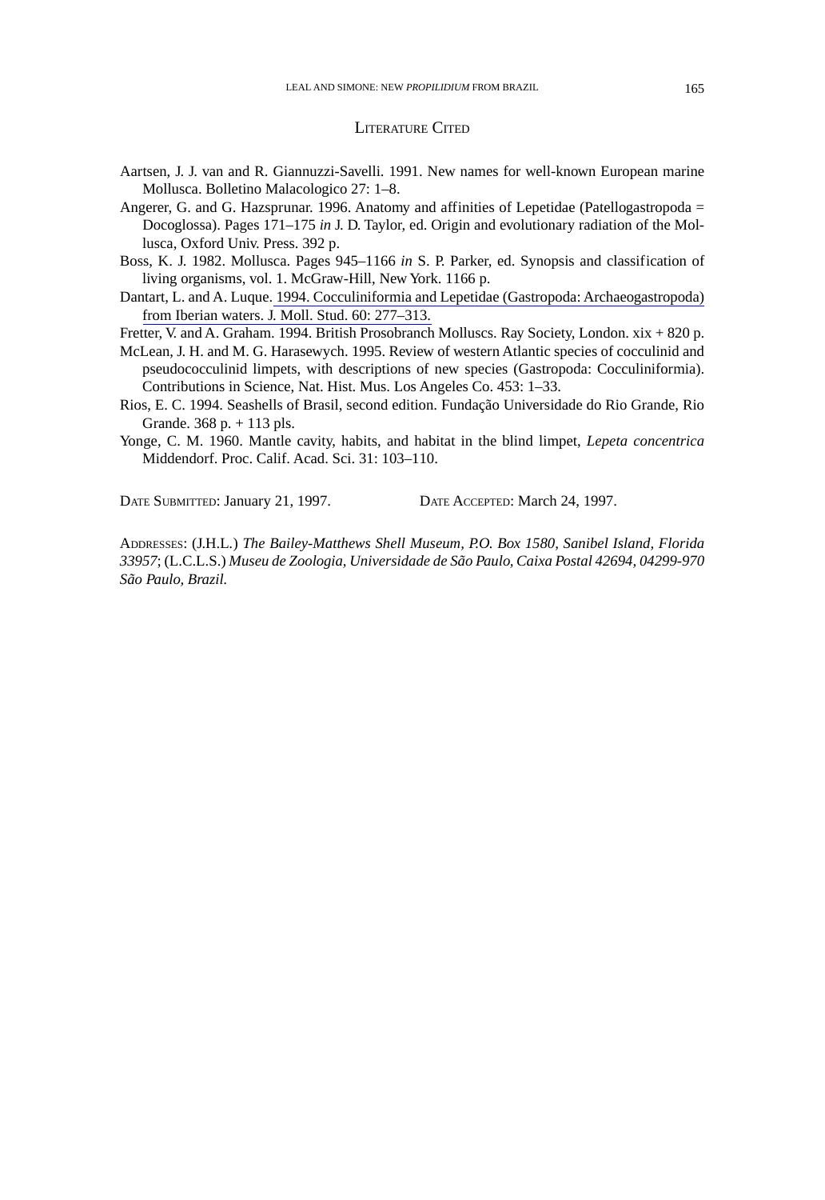## Literature Cited

Aartsen, J. J. van and R. Giannuzzi-Savelli. 1991. New names for well-known European marine Mollusca. Bolletino Malacologico 27: 1–8.

Angerer, G. and G. Hazsprunar. 1996. Anatomy and affinities of Lepetidae (Patellogastropoda = Docoglossa). Pages 171–175 *in* J. D. Taylor, ed. Origin and evolutionary radiation of the Mollusca, Oxford Univ. Press. 392 p.

Boss, K. J. 1982. Mollusca. Pages 945–1166 *in* S. P. Parker, ed. Synopsis and classification of living organisms, vol. 1. McGraw-Hill, New York. 1166 p.

Dantart, L. and A. Luque. 1994. Cocculiniformia and Lepetidae (Gastropoda: Archaeogastropoda) from Iberian waters. J. Moll. Stud. 60: 277–313.

Fretter, V. and A. Graham. 1994. British Prosobranch Molluscs. Ray Society, London. xix + 820 p.

McLean, J. H. and M. G. Harasewych. 1995. Review of western Atlantic species of cocculinid and pseudococculinid limpets, with descriptions of new species (Gastropoda: Cocculiniformia). Contributions in Science, Nat. Hist. Mus. Los Angeles Co. 453: 1–33.

Rios, E. C. 1994. Seashells of Brasil, second edition. Fundação Universidade do Rio Grande, Rio Grande. 368 p. + 113 pls.

Yonge, C. M. 1960. Mantle cavity, habits, and habitat in the blind limpet, *Lepeta concentrica* Middendorf. Proc. Calif. Acad. Sci. 31: 103–110.

Date Submitted: January 21, 1997. Date Accepted: March 24, 1997.

Addresses: (J.H.L.) *The Bailey-Matthews Shell Museum, P.O. Box 1580, Sanibel Island, Florida 33957*; (L.C.L.S.) *Museu de Zoologia, Universidade de São Paulo, Caixa Postal 42694, 04299-970 São Paulo, Brazil.*